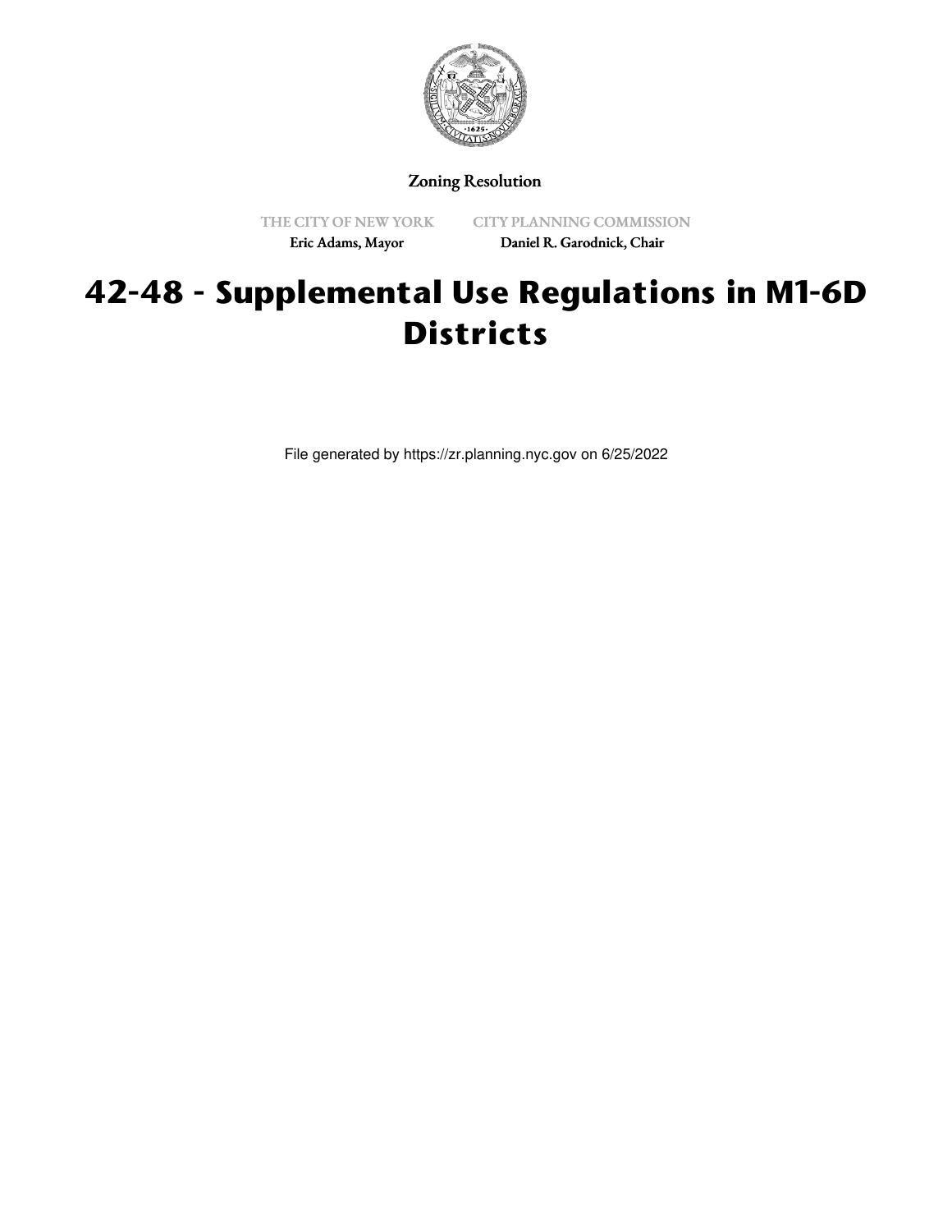Zoning Resolution

THE CITY OF NEW YORK
Eric Adams, Mayor

CITY PLANNING COMMISSION
Daniel R. Garodnick, Chair

# 42-48 - Supplemental Use Regulations in M1-6D Districts

File generated by https://zr.planning.nyc.gov on 6/25/2022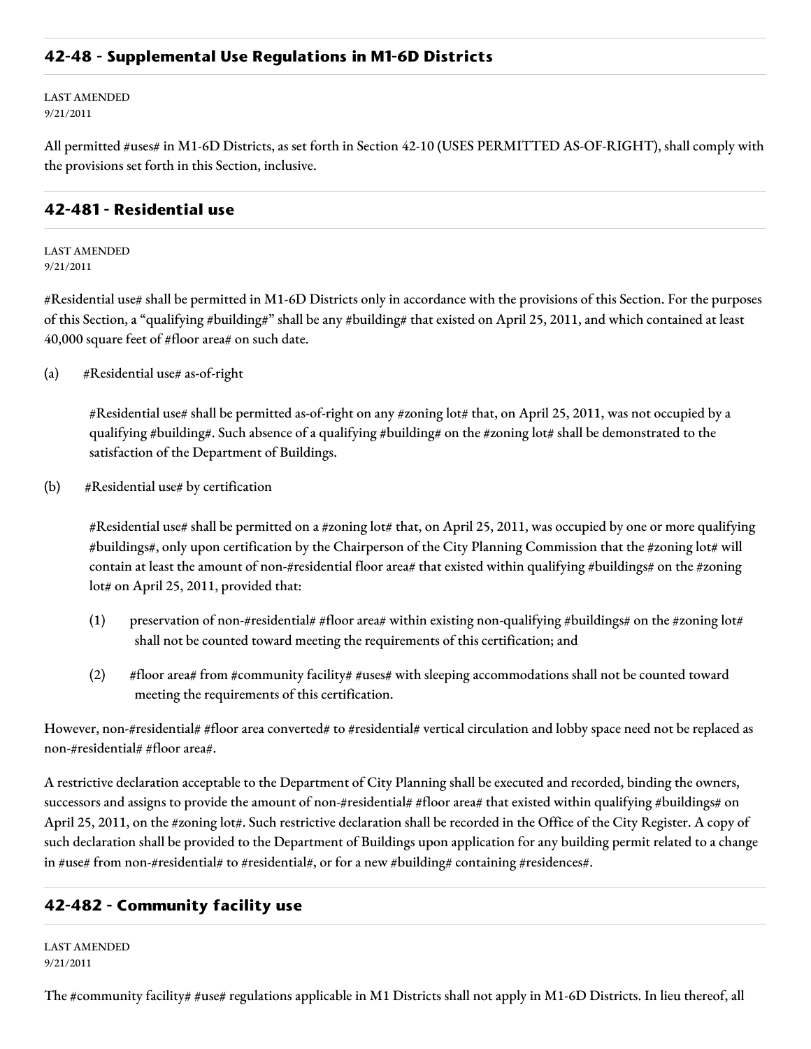## 42-48 - Supplemental Use Regulations in M1-6D Districts

LAST AMENDED
9/21/2011

All permitted #uses# in M1-6D Districts, as set forth in Section 42-10 (USES PERMITTED AS-OF-RIGHT), shall comply with the provisions set forth in this Section, inclusive.

## 42-481 - Residential use

LAST AMENDED
9/21/2011

#Residential use# shall be permitted in M1-6D Districts only in accordance with the provisions of this Section. For the purposes of this Section, a "qualifying #building#" shall be any #building# that existed on April 25, 2011, and which contained at least 40,000 square feet of #floor area# on such date.

(a) #Residential use# as-of-right

#Residential use# shall be permitted as-of-right on any #zoning lot# that, on April 25, 2011, was not occupied by a qualifying #building#. Such absence of a qualifying #building# on the #zoning lot# shall be demonstrated to the satisfaction of the Department of Buildings.

(b) #Residential use# by certification

#Residential use# shall be permitted on a #zoning lot# that, on April 25, 2011, was occupied by one or more qualifying #buildings#, only upon certification by the Chairperson of the City Planning Commission that the #zoning lot# will contain at least the amount of non-#residential floor area# that existed within qualifying #buildings# on the #zoning lot# on April 25, 2011, provided that:

(1) preservation of non-#residential# #floor area# within existing non-qualifying #buildings# on the #zoning lot# shall not be counted toward meeting the requirements of this certification; and

(2) #floor area# from #community facility# #uses# with sleeping accommodations shall not be counted toward meeting the requirements of this certification.

However, non-#residential# #floor area converted# to #residential# vertical circulation and lobby space need not be replaced as non-#residential# #floor area#.

A restrictive declaration acceptable to the Department of City Planning shall be executed and recorded, binding the owners, successors and assigns to provide the amount of non-#residential# #floor area# that existed within qualifying #buildings# on April 25, 2011, on the #zoning lot#. Such restrictive declaration shall be recorded in the Office of the City Register. A copy of such declaration shall be provided to the Department of Buildings upon application for any building permit related to a change in #use# from non-#residential# to #residential#, or for a new #building# containing #residences#.

## 42-482 - Community facility use

LAST AMENDED
9/21/2011

The #community facility# #use# regulations applicable in M1 Districts shall not apply in M1-6D Districts. In lieu thereof, all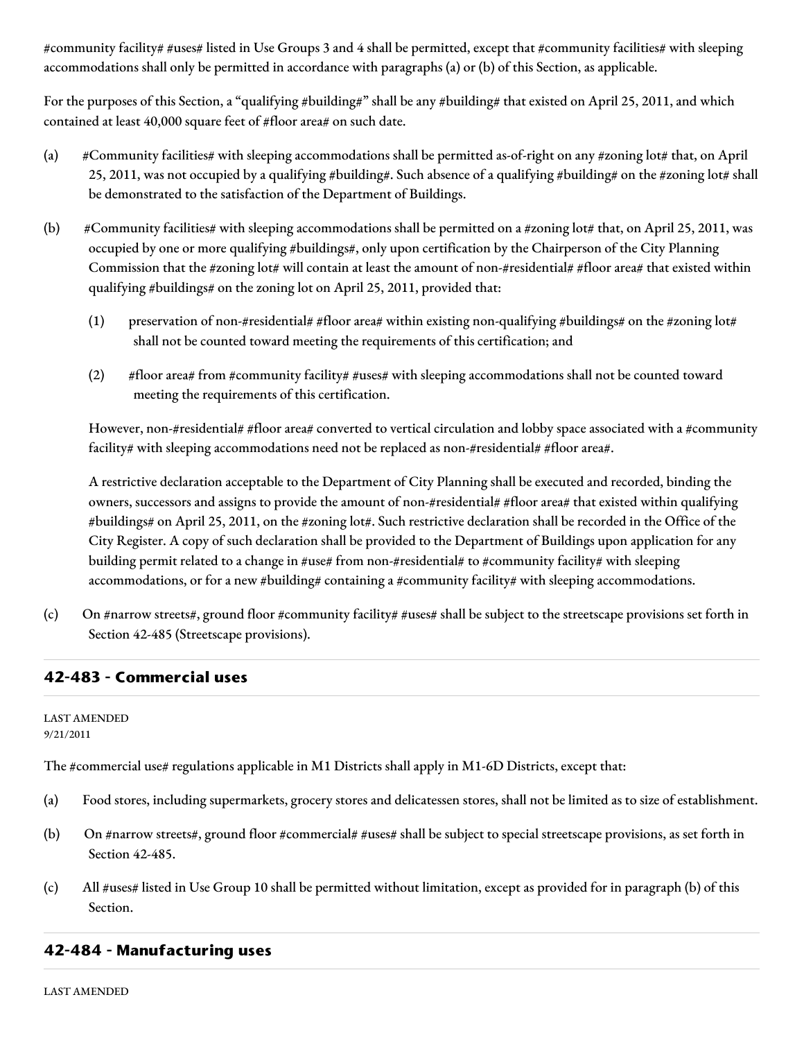#community facility# #uses# listed in Use Groups 3 and 4 shall be permitted, except that #community facilities# with sleeping accommodations shall only be permitted in accordance with paragraphs (a) or (b) of this Section, as applicable.

For the purposes of this Section, a "qualifying #building#" shall be any #building# that existed on April 25, 2011, and which contained at least 40,000 square feet of #floor area# on such date.

(a) #Community facilities# with sleeping accommodations shall be permitted as-of-right on any #zoning lot# that, on April 25, 2011, was not occupied by a qualifying #building#. Such absence of a qualifying #building# on the #zoning lot# shall be demonstrated to the satisfaction of the Department of Buildings.

(b) #Community facilities# with sleeping accommodations shall be permitted on a #zoning lot# that, on April 25, 2011, was occupied by one or more qualifying #buildings#, only upon certification by the Chairperson of the City Planning Commission that the #zoning lot# will contain at least the amount of non-#residential# #floor area# that existed within qualifying #buildings# on the zoning lot on April 25, 2011, provided that:

  (1) preservation of non-#residential# #floor area# within existing non-qualifying #buildings# on the #zoning lot# shall not be counted toward meeting the requirements of this certification; and

  (2) #floor area# from #community facility# #uses# with sleeping accommodations shall not be counted toward meeting the requirements of this certification.

  However, non-#residential# #floor area# converted to vertical circulation and lobby space associated with a #community facility# with sleeping accommodations need not be replaced as non-#residential# #floor area#.

  A restrictive declaration acceptable to the Department of City Planning shall be executed and recorded, binding the owners, successors and assigns to provide the amount of non-#residential# #floor area# that existed within qualifying #buildings# on April 25, 2011, on the #zoning lot#. Such restrictive declaration shall be recorded in the Office of the City Register. A copy of such declaration shall be provided to the Department of Buildings upon application for any building permit related to a change in #use# from non-#residential# to #community facility# with sleeping accommodations, or for a new #building# containing a #community facility# with sleeping accommodations.

(c) On #narrow streets#, ground floor #community facility# #uses# shall be subject to the streetscape provisions set forth in Section 42-485 (Streetscape provisions).

## 42-483 - Commercial uses

LAST AMENDED
9/21/2011

The #commercial use# regulations applicable in M1 Districts shall apply in M1-6D Districts, except that:

(a) Food stores, including supermarkets, grocery stores and delicatessen stores, shall not be limited as to size of establishment.

(b) On #narrow streets#, ground floor #commercial# #uses# shall be subject to special streetscape provisions, as set forth in Section 42-485.

(c) All #uses# listed in Use Group 10 shall be permitted without limitation, except as provided for in paragraph (b) of this Section.

## 42-484 - Manufacturing uses

LAST AMENDED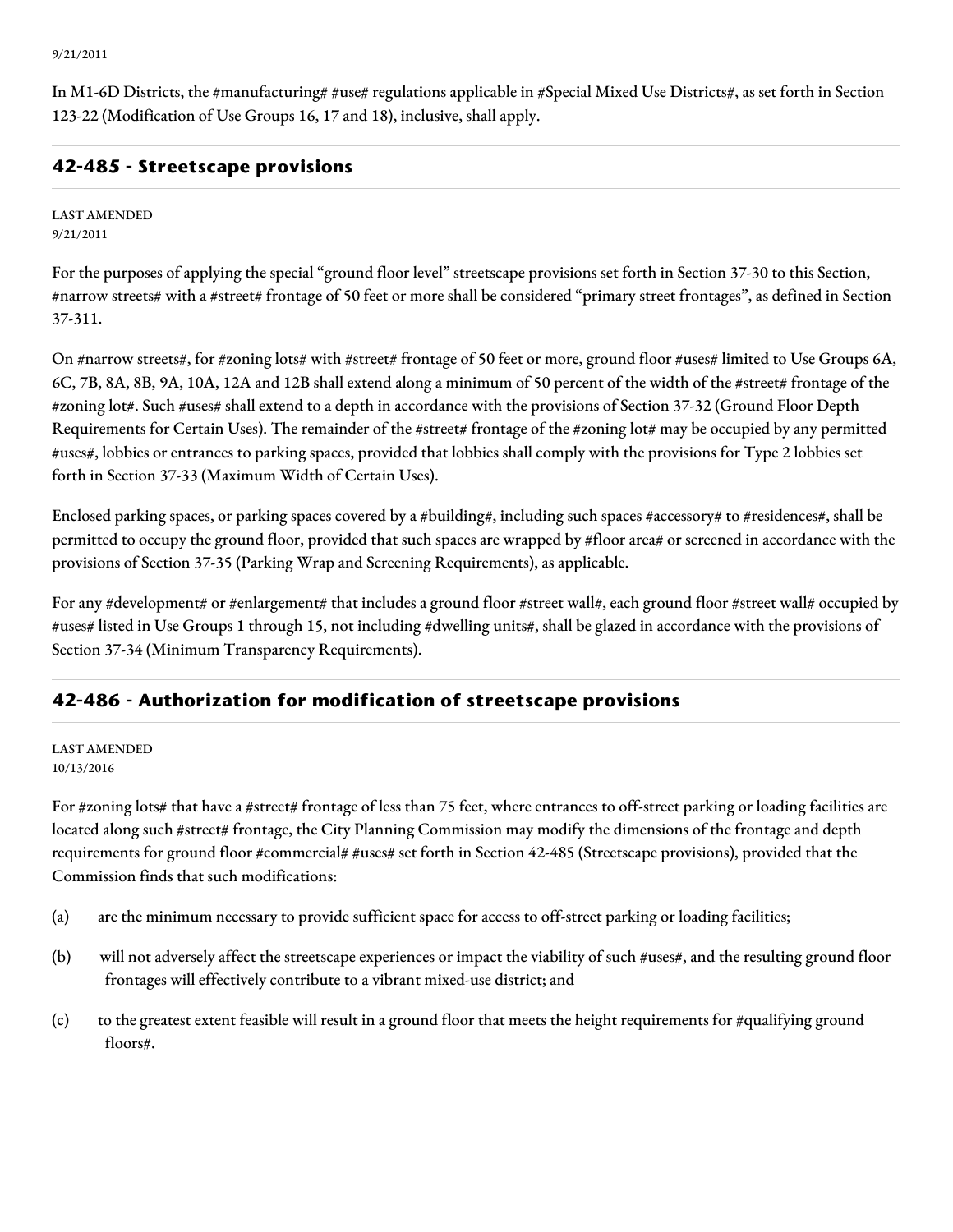9/21/2011

In M1-6D Districts, the #manufacturing# #use# regulations applicable in #Special Mixed Use Districts#, as set forth in Section 123-22 (Modification of Use Groups 16, 17 and 18), inclusive, shall apply.

## 42-485 - Streetscape provisions

LAST AMENDED
9/21/2011

For the purposes of applying the special "ground floor level" streetscape provisions set forth in Section 37-30 to this Section, #narrow streets# with a #street# frontage of 50 feet or more shall be considered "primary street frontages", as defined in Section 37-311.

On #narrow streets#, for #zoning lots# with #street# frontage of 50 feet or more, ground floor #uses# limited to Use Groups 6A, 6C, 7B, 8A, 8B, 9A, 10A, 12A and 12B shall extend along a minimum of 50 percent of the width of the #street# frontage of the #zoning lot#. Such #uses# shall extend to a depth in accordance with the provisions of Section 37-32 (Ground Floor Depth Requirements for Certain Uses). The remainder of the #street# frontage of the #zoning lot# may be occupied by any permitted #uses#, lobbies or entrances to parking spaces, provided that lobbies shall comply with the provisions for Type 2 lobbies set forth in Section 37-33 (Maximum Width of Certain Uses).

Enclosed parking spaces, or parking spaces covered by a #building#, including such spaces #accessory# to #residences#, shall be permitted to occupy the ground floor, provided that such spaces are wrapped by #floor area# or screened in accordance with the provisions of Section 37-35 (Parking Wrap and Screening Requirements), as applicable.

For any #development# or #enlargement# that includes a ground floor #street wall#, each ground floor #street wall# occupied by #uses# listed in Use Groups 1 through 15, not including #dwelling units#, shall be glazed in accordance with the provisions of Section 37-34 (Minimum Transparency Requirements).

## 42-486 - Authorization for modification of streetscape provisions

LAST AMENDED
10/13/2016

For #zoning lots# that have a #street# frontage of less than 75 feet, where entrances to off-street parking or loading facilities are located along such #street# frontage, the City Planning Commission may modify the dimensions of the frontage and depth requirements for ground floor #commercial# #uses# set forth in Section 42-485 (Streetscape provisions), provided that the Commission finds that such modifications:

(a) are the minimum necessary to provide sufficient space for access to off-street parking or loading facilities;

(b) will not adversely affect the streetscape experiences or impact the viability of such #uses#, and the resulting ground floor frontages will effectively contribute to a vibrant mixed-use district; and

(c) to the greatest extent feasible will result in a ground floor that meets the height requirements for #qualifying ground floors#.